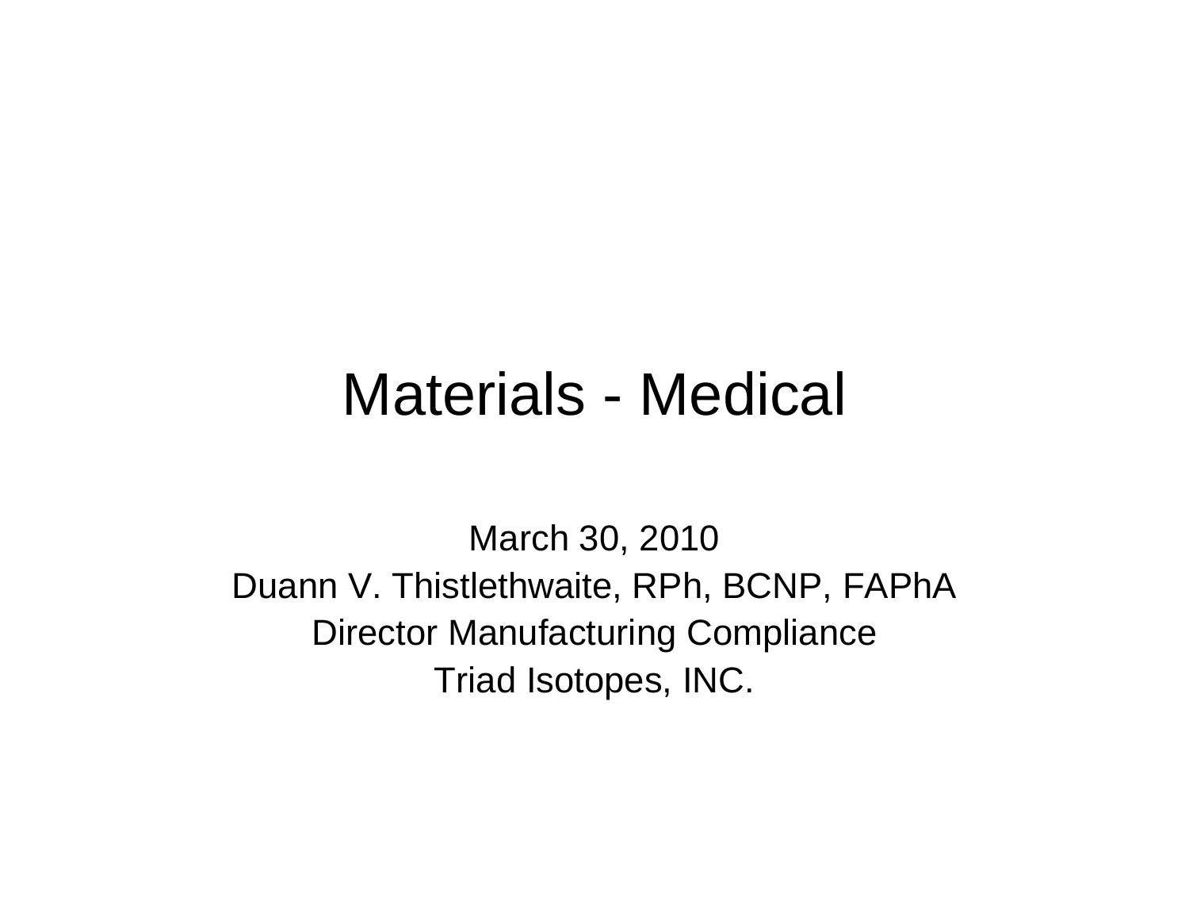# Materials - Medical

March 30, 2010

Duann V. Thistlethwaite, RPh, BCNP, FAPhA

Director Manufacturing Compliance

Triad Isotopes, INC.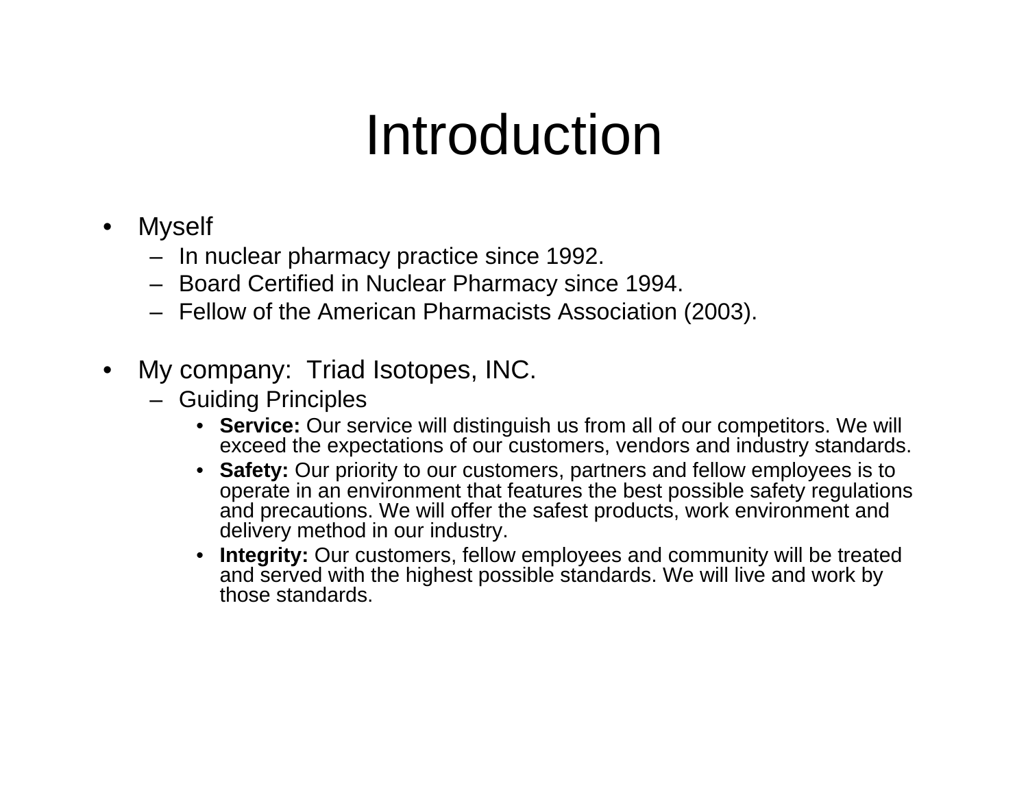# Introduction

- Myself
  - In nuclear pharmacy practice since 1992.
  - Board Certified in Nuclear Pharmacy since 1994.
  - Fellow of the American Pharmacists Association (2003).

- My company: Triad Isotopes, INC.
  - Guiding Principles
    - **Service:** Our service will distinguish us from all of our competitors. We will exceed the expectations of our customers, vendors and industry standards.
    - **Safety:** Our priority to our customers, partners and fellow employees is to operate in an environment that features the best possible safety regulations and precautions. We will offer the safest products, work environment and delivery method in our industry.
    - **Integrity:** Our customers, fellow employees and community will be treated and served with the highest possible standards. We will live and work by those standards.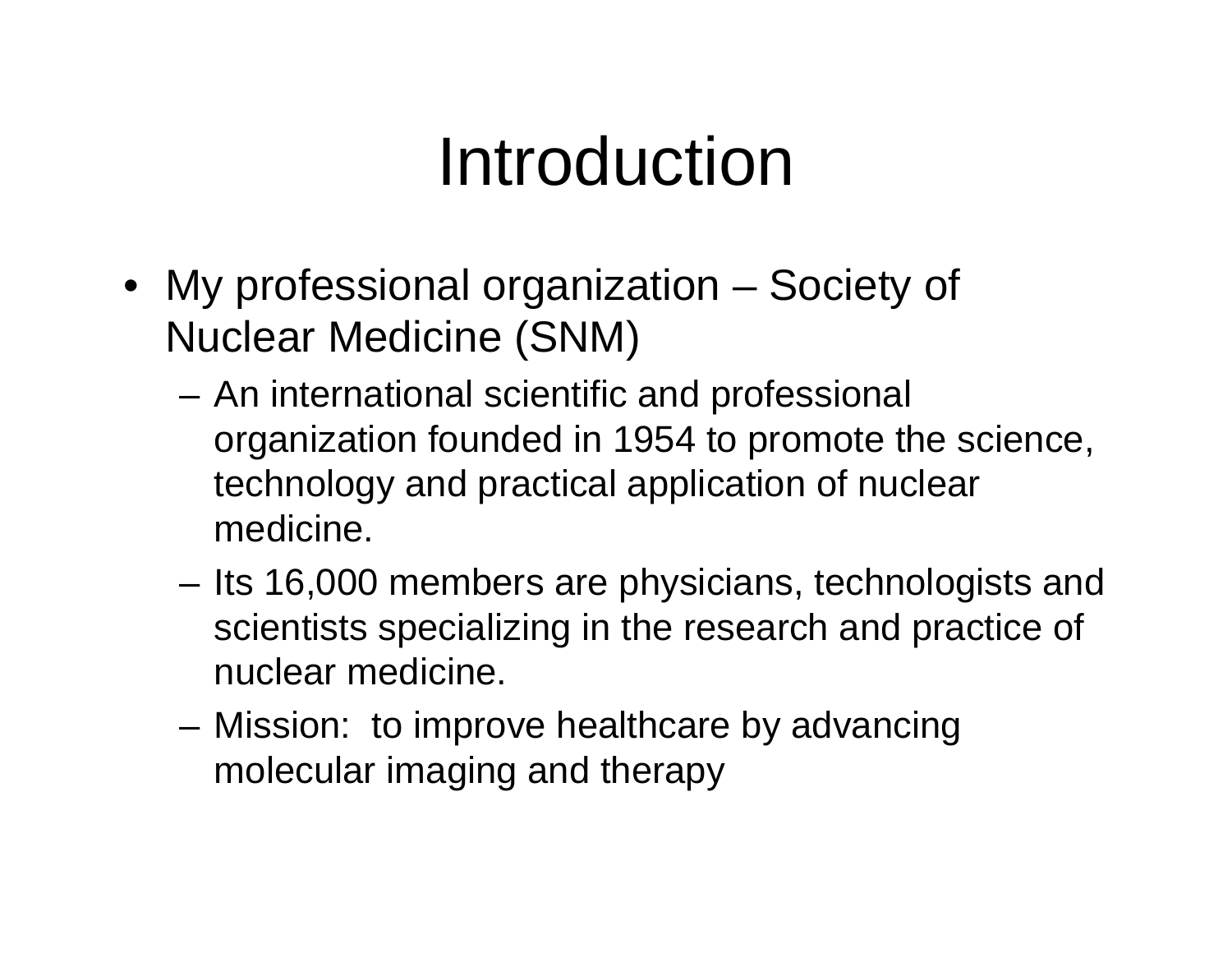# Introduction

- My professional organization – Society of Nuclear Medicine (SNM)
  - An international scientific and professional organization founded in 1954 to promote the science, technology and practical application of nuclear medicine.
  - Its 16,000 members are physicians, technologists and scientists specializing in the research and practice of nuclear medicine.
  - Mission: to improve healthcare by advancing molecular imaging and therapy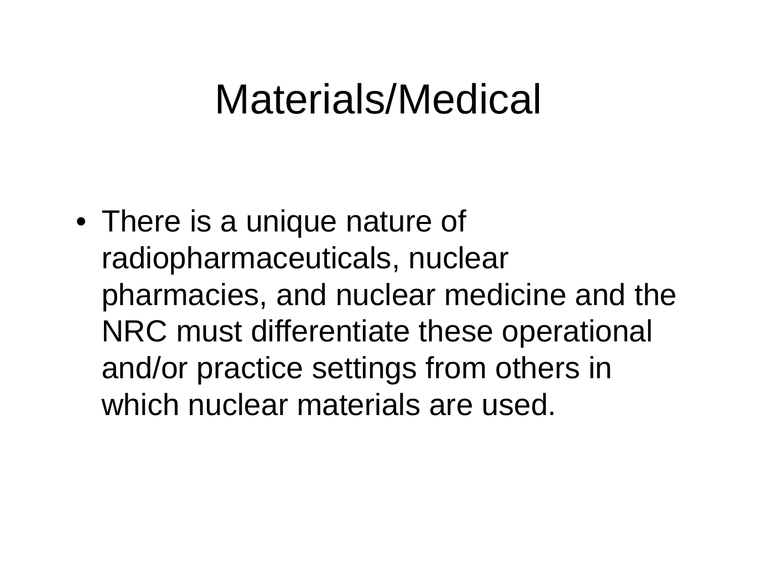# Materials/Medical

- There is a unique nature of radiopharmaceuticals, nuclear pharmacies, and nuclear medicine and the NRC must differentiate these operational and/or practice settings from others in which nuclear materials are used.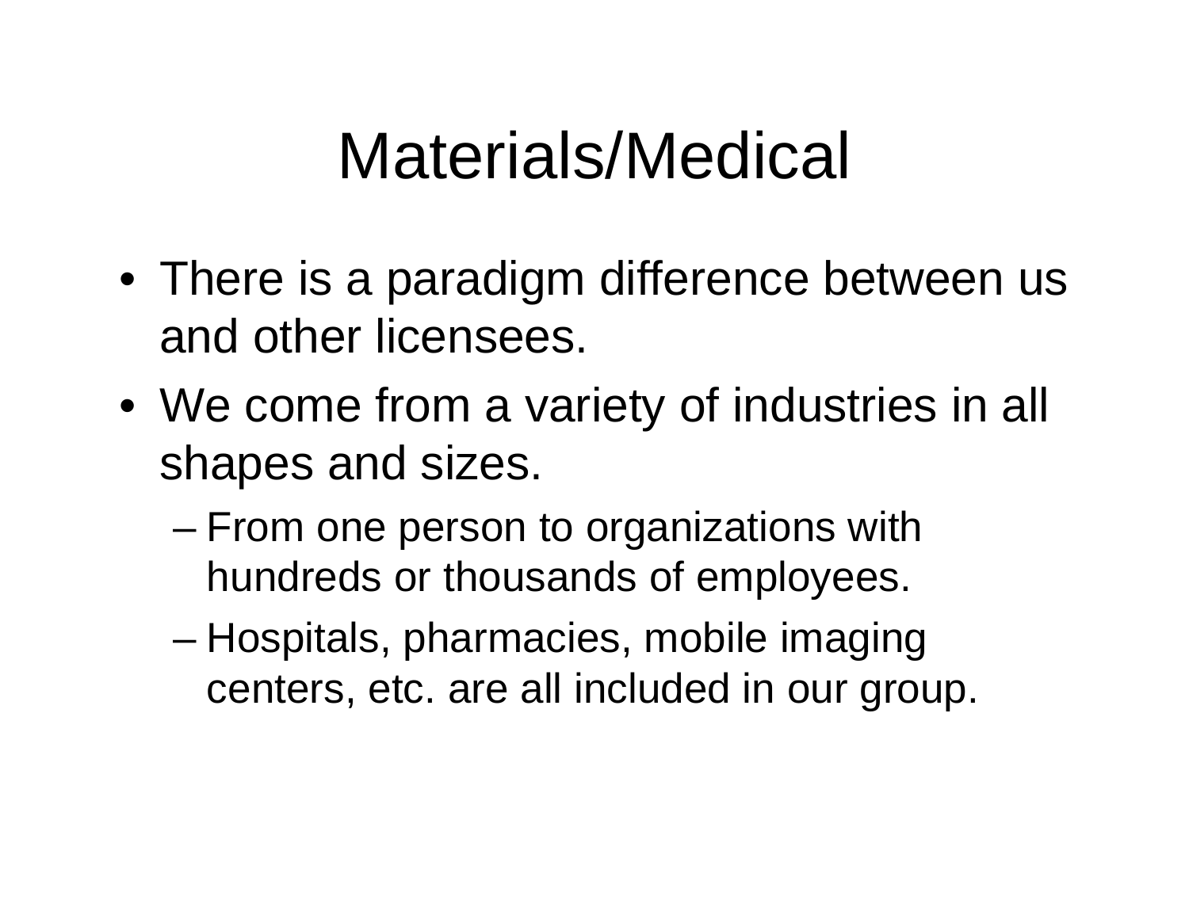# Materials/Medical

- There is a paradigm difference between us and other licensees.
- We come from a variety of industries in all shapes and sizes.
  - From one person to organizations with hundreds or thousands of employees.
  - Hospitals, pharmacies, mobile imaging centers, etc. are all included in our group.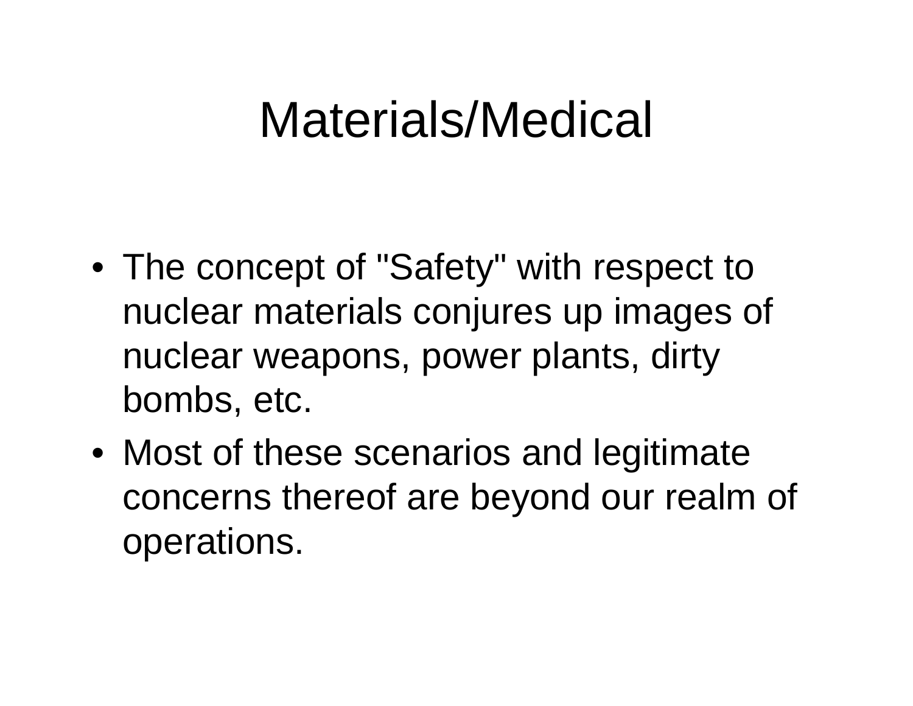# Materials/Medical

- The concept of "Safety" with respect to nuclear materials conjures up images of nuclear weapons, power plants, dirty bombs, etc.
- Most of these scenarios and legitimate concerns thereof are beyond our realm of operations.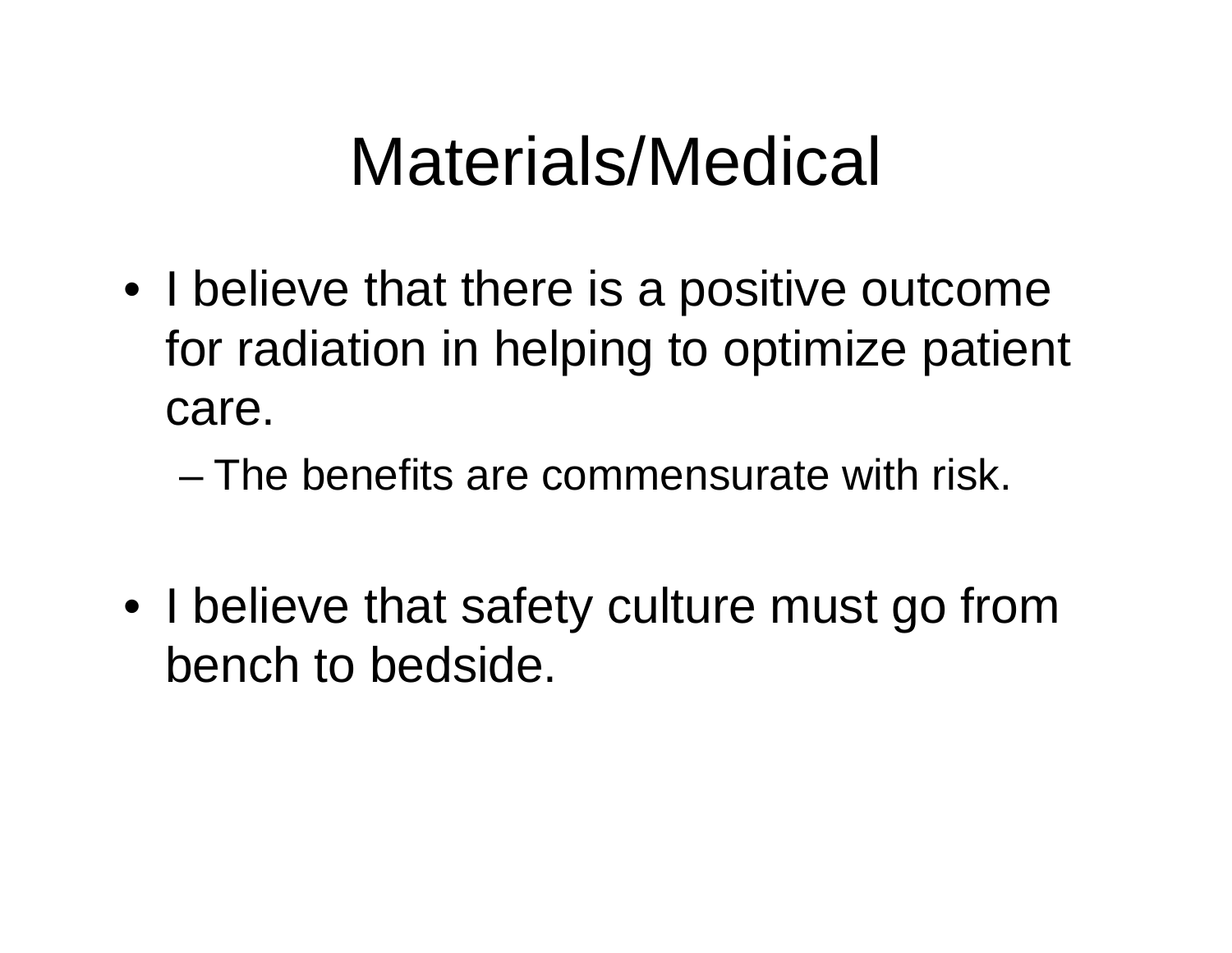# Materials/Medical

- I believe that there is a positive outcome for radiation in helping to optimize patient care.
  - The benefits are commensurate with risk.

- I believe that safety culture must go from bench to bedside.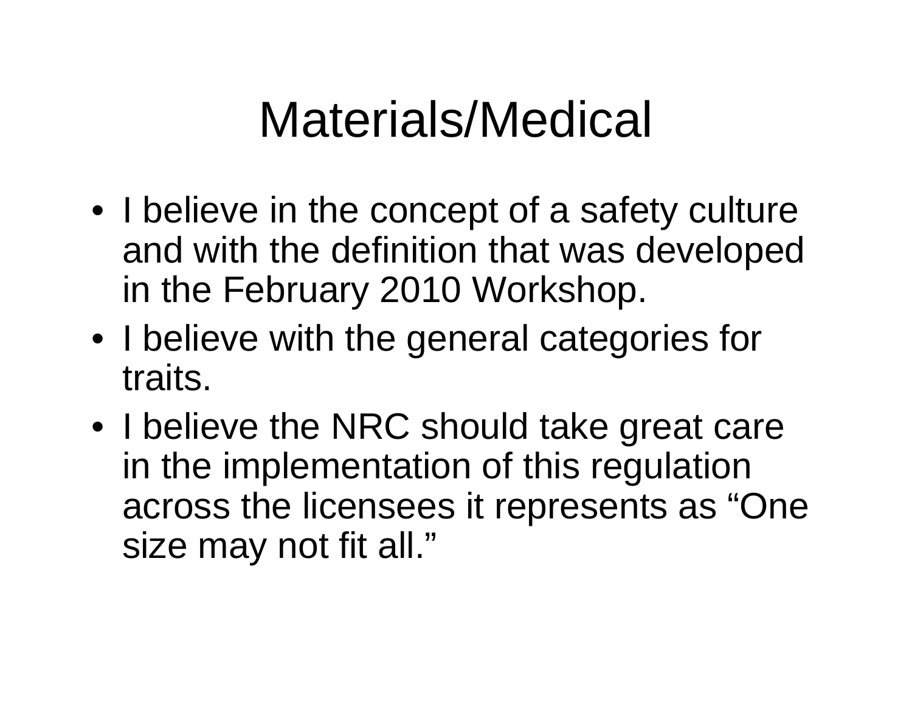# Materials/Medical

- I believe in the concept of a safety culture and with the definition that was developed in the February 2010 Workshop.
- I believe with the general categories for traits.
- I believe the NRC should take great care in the implementation of this regulation across the licensees it represents as “One size may not fit all.”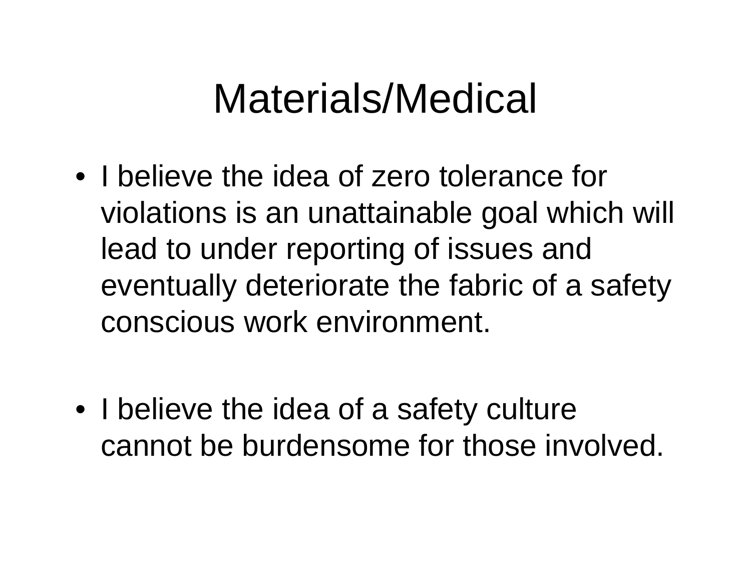# Materials/Medical

- I believe the idea of zero tolerance for violations is an unattainable goal which will lead to under reporting of issues and eventually deteriorate the fabric of a safety conscious work environment.

- I believe the idea of a safety culture cannot be burdensome for those involved.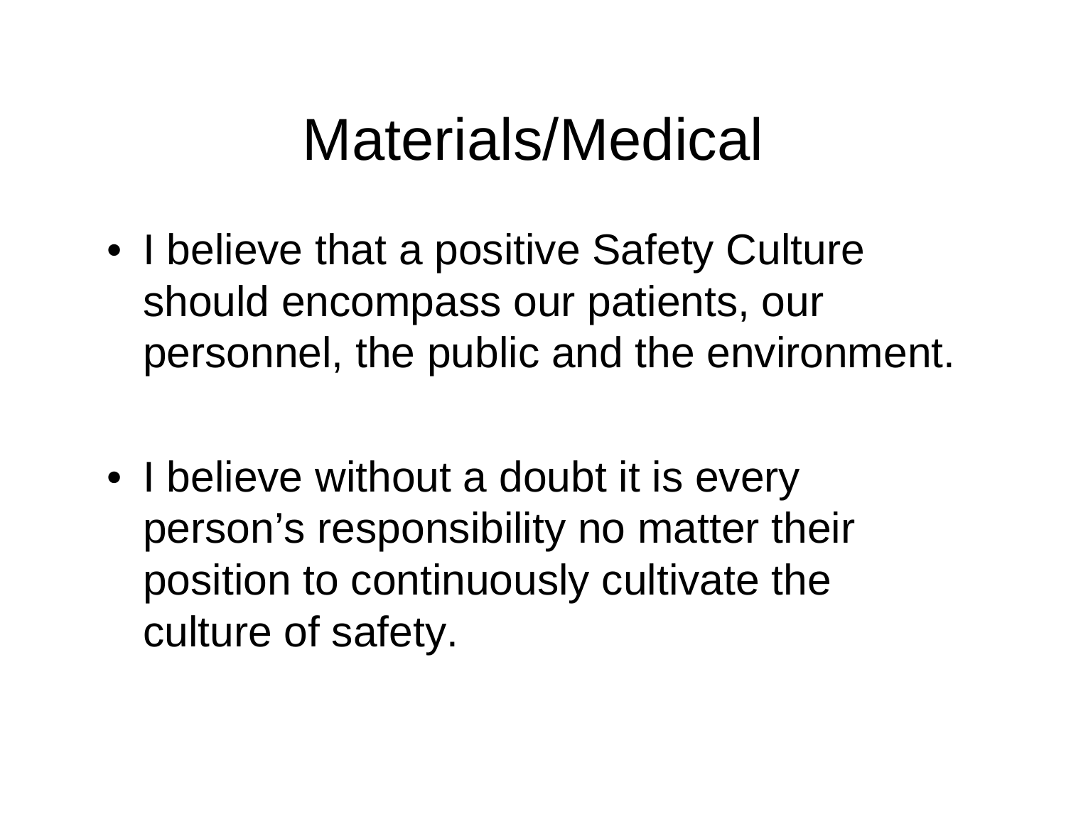# Materials/Medical

- I believe that a positive Safety Culture should encompass our patients, our personnel, the public and the environment.
- I believe without a doubt it is every person's responsibility no matter their position to continuously cultivate the culture of safety.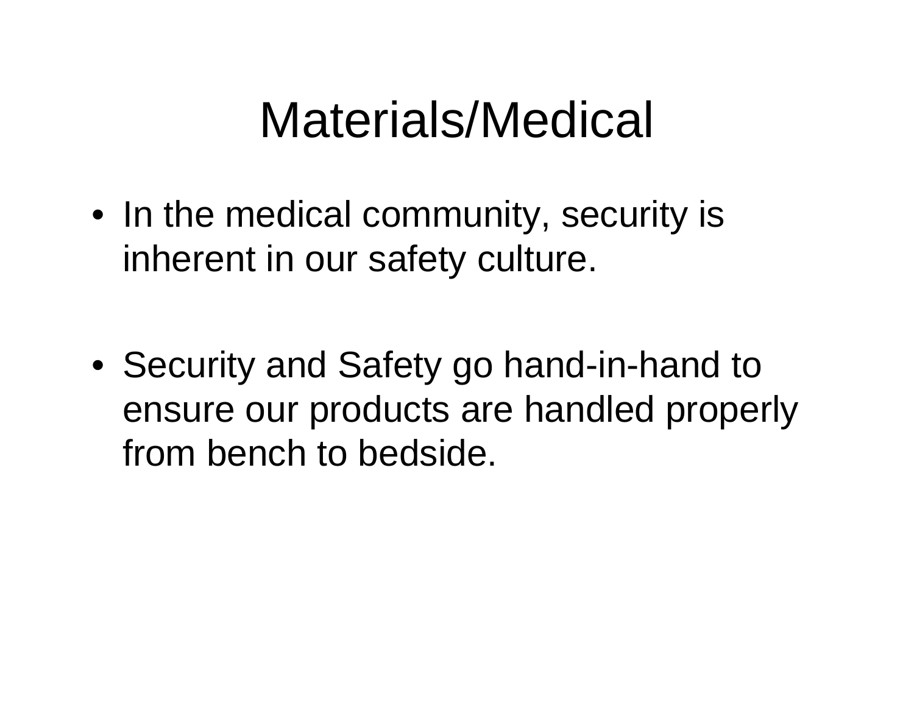# Materials/Medical

- In the medical community, security is inherent in our safety culture.
- Security and Safety go hand-in-hand to ensure our products are handled properly from bench to bedside.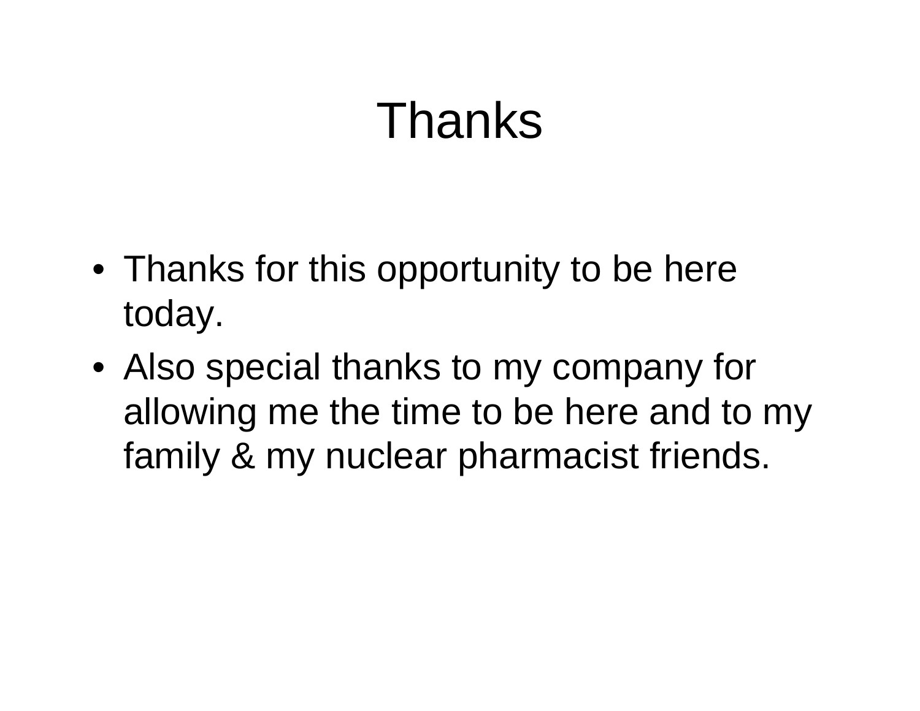# Thanks

- Thanks for this opportunity to be here today.
- Also special thanks to my company for allowing me the time to be here and to my family & my nuclear pharmacist friends.